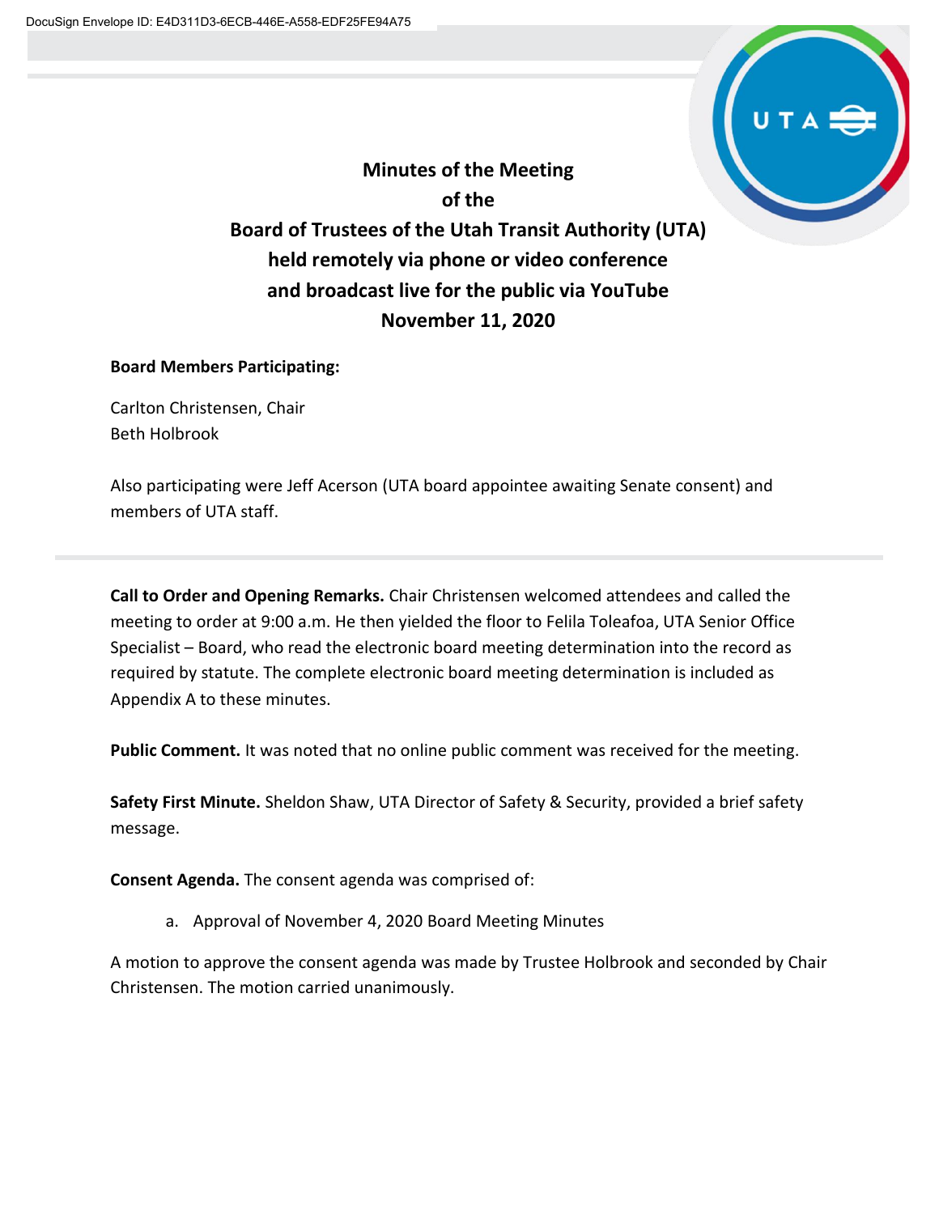# Minutes of the Meeting of the Board of Trustees of the Utah Transit Authority (UTA) held remotely via phone or video conference and broadcast live for the public via YouTube November 11, 2020

**Board Members Participating:**

Carlton Christensen, Chair
Beth Holbrook

Also participating were Jeff Acerson (UTA board appointee awaiting Senate consent) and members of UTA staff.

---

**Call to Order and Opening Remarks.** Chair Christensen welcomed attendees and called the meeting to order at 9:00 a.m. He then yielded the floor to Felila Toleafoa, UTA Senior Office Specialist – Board, who read the electronic board meeting determination into the record as required by statute. The complete electronic board meeting determination is included as Appendix A to these minutes.

**Public Comment.** It was noted that no online public comment was received for the meeting.

**Safety First Minute.** Sheldon Shaw, UTA Director of Safety & Security, provided a brief safety message.

**Consent Agenda.** The consent agenda was comprised of:

a. Approval of November 4, 2020 Board Meeting Minutes

A motion to approve the consent agenda was made by Trustee Holbrook and seconded by Chair Christensen. The motion carried unanimously.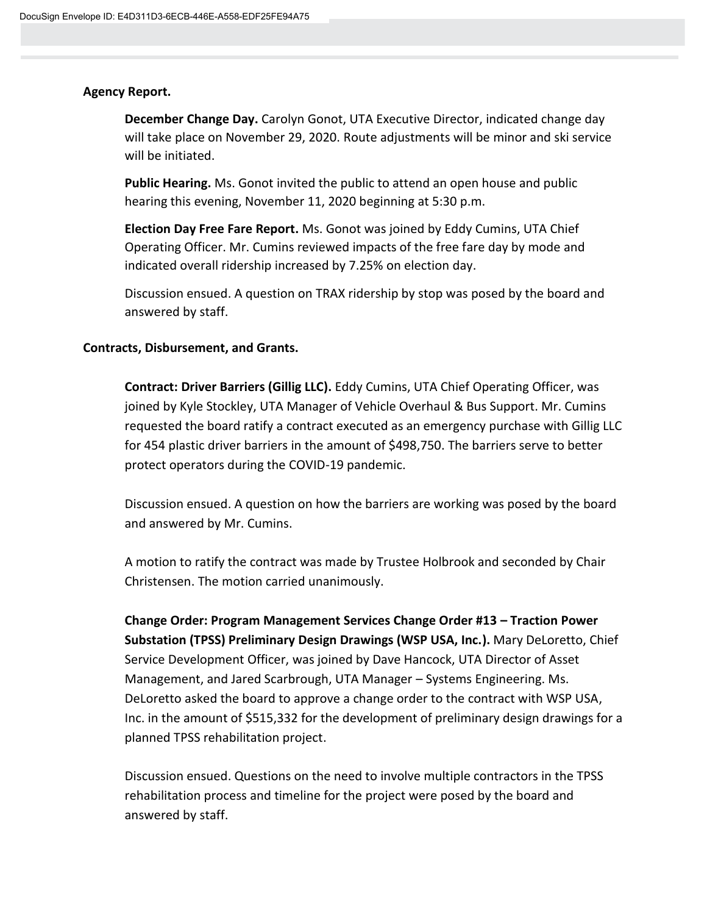**Agency Report.**

**December Change Day.** Carolyn Gonot, UTA Executive Director, indicated change day will take place on November 29, 2020. Route adjustments will be minor and ski service will be initiated.

**Public Hearing.** Ms. Gonot invited the public to attend an open house and public hearing this evening, November 11, 2020 beginning at 5:30 p.m.

**Election Day Free Fare Report.** Ms. Gonot was joined by Eddy Cumins, UTA Chief Operating Officer. Mr. Cumins reviewed impacts of the free fare day by mode and indicated overall ridership increased by 7.25% on election day.

Discussion ensued. A question on TRAX ridership by stop was posed by the board and answered by staff.

**Contracts, Disbursement, and Grants.**

**Contract: Driver Barriers (Gillig LLC).** Eddy Cumins, UTA Chief Operating Officer, was joined by Kyle Stockley, UTA Manager of Vehicle Overhaul & Bus Support. Mr. Cumins requested the board ratify a contract executed as an emergency purchase with Gillig LLC for 454 plastic driver barriers in the amount of $498,750. The barriers serve to better protect operators during the COVID-19 pandemic.

Discussion ensued. A question on how the barriers are working was posed by the board and answered by Mr. Cumins.

A motion to ratify the contract was made by Trustee Holbrook and seconded by Chair Christensen. The motion carried unanimously.

**Change Order: Program Management Services Change Order #13 – Traction Power Substation (TPSS) Preliminary Design Drawings (WSP USA, Inc.).** Mary DeLoretto, Chief Service Development Officer, was joined by Dave Hancock, UTA Director of Asset Management, and Jared Scarbrough, UTA Manager – Systems Engineering. Ms. DeLoretto asked the board to approve a change order to the contract with WSP USA, Inc. in the amount of $515,332 for the development of preliminary design drawings for a planned TPSS rehabilitation project.

Discussion ensued. Questions on the need to involve multiple contractors in the TPSS rehabilitation process and timeline for the project were posed by the board and answered by staff.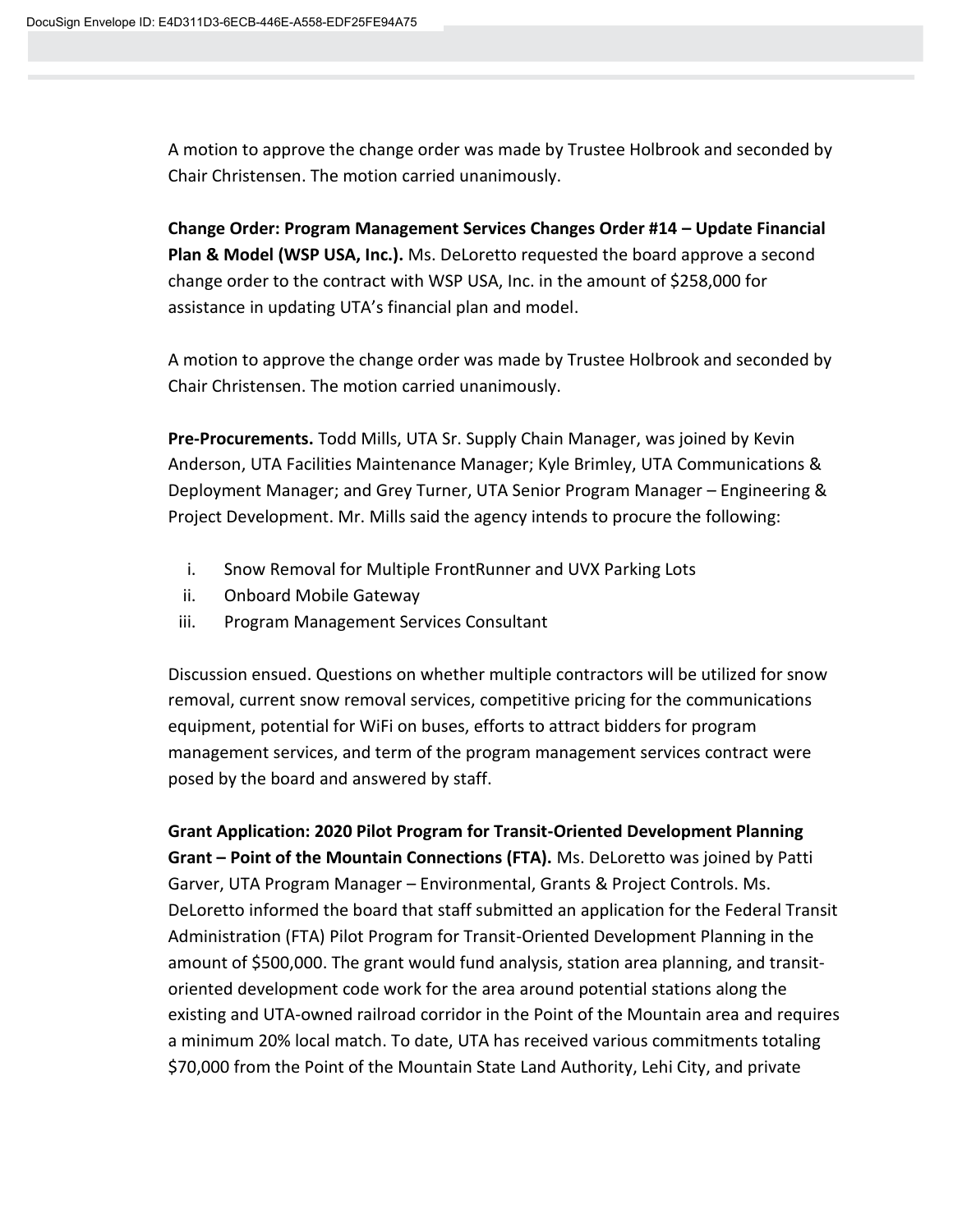A motion to approve the change order was made by Trustee Holbrook and seconded by Chair Christensen. The motion carried unanimously.

**Change Order: Program Management Services Changes Order #14 – Update Financial Plan & Model (WSP USA, Inc.).** Ms. DeLoretto requested the board approve a second change order to the contract with WSP USA, Inc. in the amount of $258,000 for assistance in updating UTA's financial plan and model.

A motion to approve the change order was made by Trustee Holbrook and seconded by Chair Christensen. The motion carried unanimously.

**Pre-Procurements.** Todd Mills, UTA Sr. Supply Chain Manager, was joined by Kevin Anderson, UTA Facilities Maintenance Manager; Kyle Brimley, UTA Communications & Deployment Manager; and Grey Turner, UTA Senior Program Manager – Engineering & Project Development. Mr. Mills said the agency intends to procure the following:

i. Snow Removal for Multiple FrontRunner and UVX Parking Lots
ii. Onboard Mobile Gateway
iii. Program Management Services Consultant

Discussion ensued. Questions on whether multiple contractors will be utilized for snow removal, current snow removal services, competitive pricing for the communications equipment, potential for WiFi on buses, efforts to attract bidders for program management services, and term of the program management services contract were posed by the board and answered by staff.

**Grant Application: 2020 Pilot Program for Transit-Oriented Development Planning Grant – Point of the Mountain Connections (FTA).** Ms. DeLoretto was joined by Patti Garver, UTA Program Manager – Environmental, Grants & Project Controls. Ms. DeLoretto informed the board that staff submitted an application for the Federal Transit Administration (FTA) Pilot Program for Transit-Oriented Development Planning in the amount of $500,000. The grant would fund analysis, station area planning, and transit-oriented development code work for the area around potential stations along the existing and UTA-owned railroad corridor in the Point of the Mountain area and requires a minimum 20% local match. To date, UTA has received various commitments totaling $70,000 from the Point of the Mountain State Land Authority, Lehi City, and private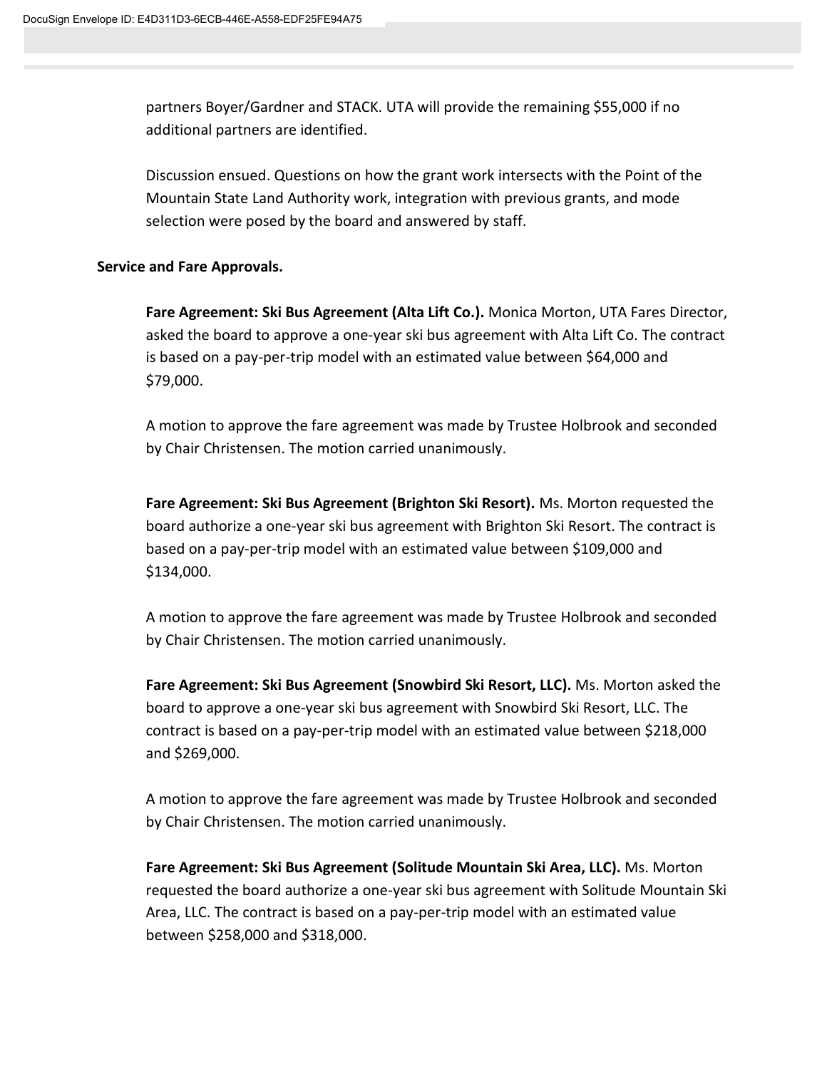partners Boyer/Gardner and STACK. UTA will provide the remaining $55,000 if no additional partners are identified.

Discussion ensued. Questions on how the grant work intersects with the Point of the Mountain State Land Authority work, integration with previous grants, and mode selection were posed by the board and answered by staff.

**Service and Fare Approvals.**

**Fare Agreement: Ski Bus Agreement (Alta Lift Co.).** Monica Morton, UTA Fares Director, asked the board to approve a one-year ski bus agreement with Alta Lift Co. The contract is based on a pay-per-trip model with an estimated value between $64,000 and $79,000.

A motion to approve the fare agreement was made by Trustee Holbrook and seconded by Chair Christensen. The motion carried unanimously.

**Fare Agreement: Ski Bus Agreement (Brighton Ski Resort).** Ms. Morton requested the board authorize a one-year ski bus agreement with Brighton Ski Resort. The contract is based on a pay-per-trip model with an estimated value between $109,000 and $134,000.

A motion to approve the fare agreement was made by Trustee Holbrook and seconded by Chair Christensen. The motion carried unanimously.

**Fare Agreement: Ski Bus Agreement (Snowbird Ski Resort, LLC).** Ms. Morton asked the board to approve a one-year ski bus agreement with Snowbird Ski Resort, LLC. The contract is based on a pay-per-trip model with an estimated value between $218,000 and $269,000.

A motion to approve the fare agreement was made by Trustee Holbrook and seconded by Chair Christensen. The motion carried unanimously.

**Fare Agreement: Ski Bus Agreement (Solitude Mountain Ski Area, LLC).** Ms. Morton requested the board authorize a one-year ski bus agreement with Solitude Mountain Ski Area, LLC. The contract is based on a pay-per-trip model with an estimated value between $258,000 and $318,000.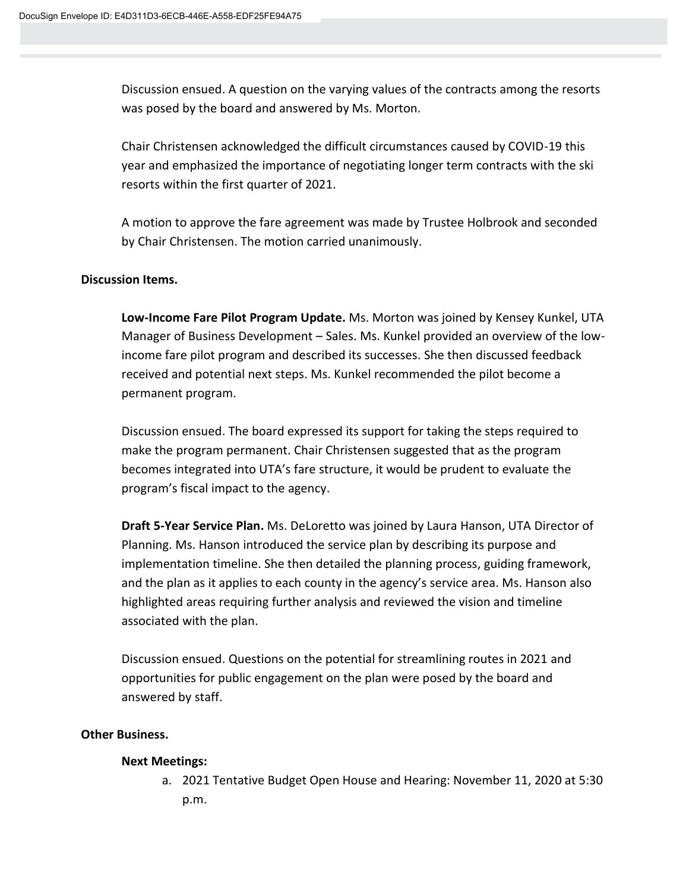Discussion ensued. A question on the varying values of the contracts among the resorts was posed by the board and answered by Ms. Morton.

Chair Christensen acknowledged the difficult circumstances caused by COVID-19 this year and emphasized the importance of negotiating longer term contracts with the ski resorts within the first quarter of 2021.

A motion to approve the fare agreement was made by Trustee Holbrook and seconded by Chair Christensen. The motion carried unanimously.

**Discussion Items.**

**Low-Income Fare Pilot Program Update.** Ms. Morton was joined by Kensey Kunkel, UTA Manager of Business Development – Sales. Ms. Kunkel provided an overview of the low-income fare pilot program and described its successes. She then discussed feedback received and potential next steps. Ms. Kunkel recommended the pilot become a permanent program.

Discussion ensued. The board expressed its support for taking the steps required to make the program permanent. Chair Christensen suggested that as the program becomes integrated into UTA's fare structure, it would be prudent to evaluate the program's fiscal impact to the agency.

**Draft 5-Year Service Plan.** Ms. DeLoretto was joined by Laura Hanson, UTA Director of Planning. Ms. Hanson introduced the service plan by describing its purpose and implementation timeline. She then detailed the planning process, guiding framework, and the plan as it applies to each county in the agency's service area. Ms. Hanson also highlighted areas requiring further analysis and reviewed the vision and timeline associated with the plan.

Discussion ensued. Questions on the potential for streamlining routes in 2021 and opportunities for public engagement on the plan were posed by the board and answered by staff.

**Other Business.**

**Next Meetings:**

a. 2021 Tentative Budget Open House and Hearing: November 11, 2020 at 5:30 p.m.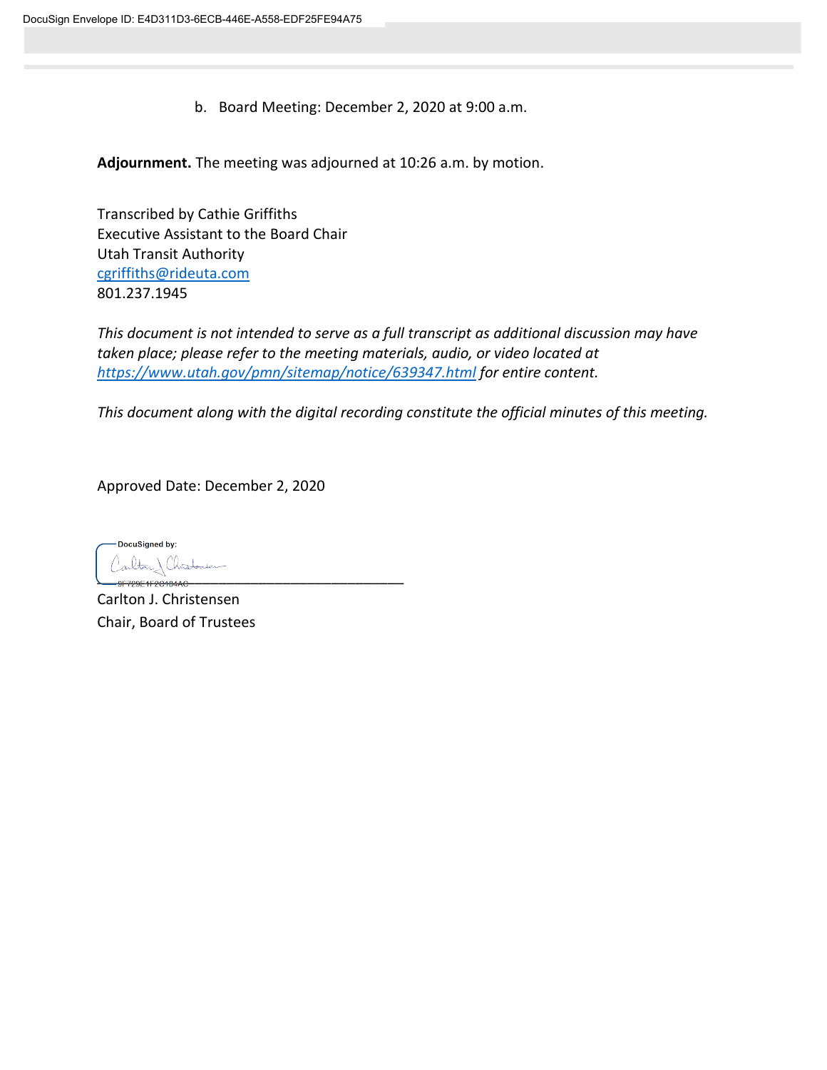b. Board Meeting: December 2, 2020 at 9:00 a.m.

**Adjournment.** The meeting was adjourned at 10:26 a.m. by motion.

Transcribed by Cathie Griffiths
Executive Assistant to the Board Chair
Utah Transit Authority
cgriffiths@rideuta.com
801.237.1945

*This document is not intended to serve as a full transcript as additional discussion may have taken place; please refer to the meeting materials, audio, or video located at https://www.utah.gov/pmn/sitemap/notice/639347.html for entire content.*

*This document along with the digital recording constitute the official minutes of this meeting.*

Approved Date: December 2, 2020

DocuSigned by:

Carlton J. Christensen
Chair, Board of Trustees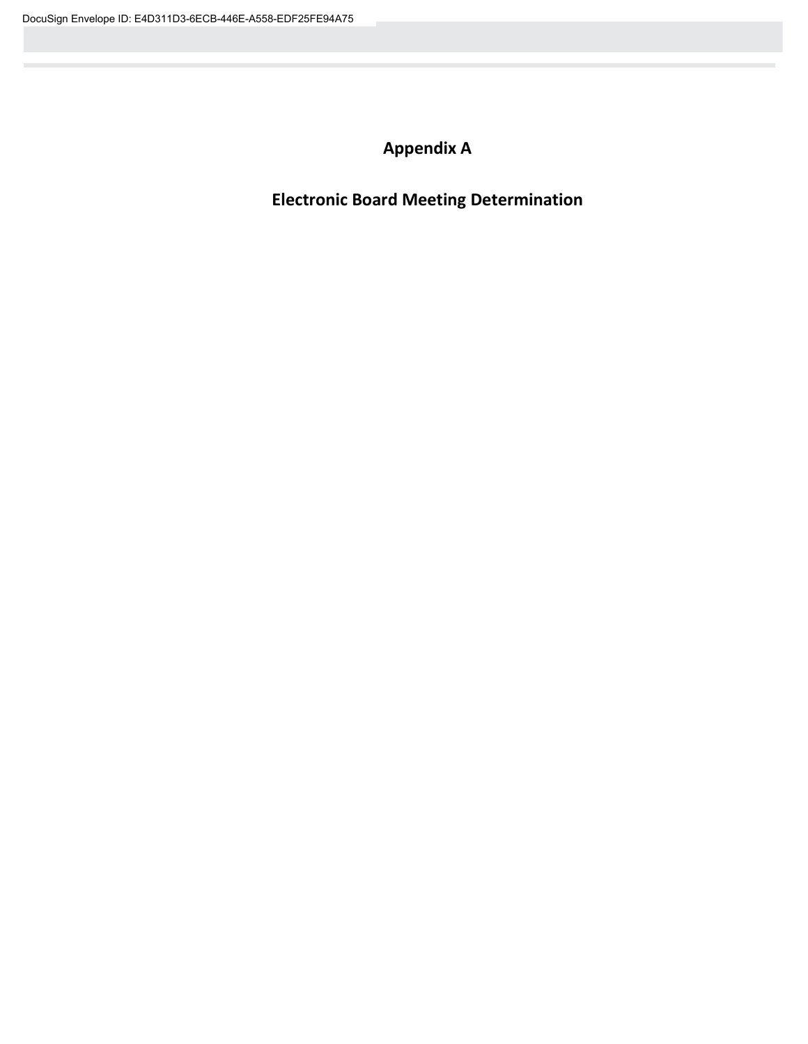# Appendix A

# Electronic Board Meeting Determination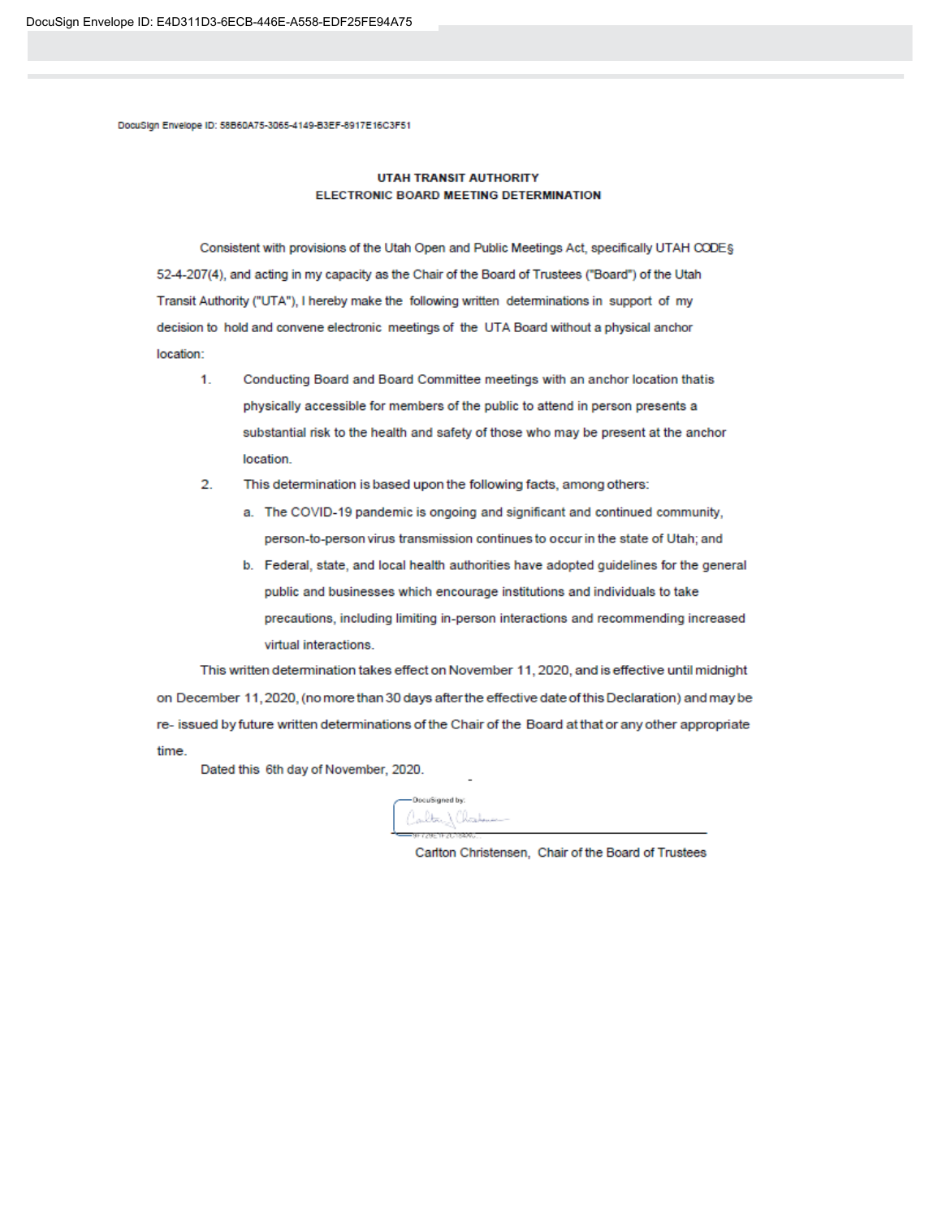DocuSign Envelope ID: E4D311D3-6ECB-446E-A558-EDF25FE94A75

DocuSign Envelope ID: 58B60A75-3065-4149-B3EF-8917E16C3F51

**UTAH TRANSIT AUTHORITY**
**ELECTRONIC BOARD MEETING DETERMINATION**

Consistent with provisions of the Utah Open and Public Meetings Act, specifically UTAH CODE § 52-4-207(4), and acting in my capacity as the Chair of the Board of Trustees ("Board") of the Utah Transit Authority ("UTA"), I hereby make the following written determinations in support of my decision to hold and convene electronic meetings of the UTA Board without a physical anchor location:

1. Conducting Board and Board Committee meetings with an anchor location thatis physically accessible for members of the public to attend in person presents a substantial risk to the health and safety of those who may be present at the anchor location.
2. This determination is based upon the following facts, among others:
   a. The COVID-19 pandemic is ongoing and significant and continued community, person-to-person virus transmission continues to occur in the state of Utah; and
   b. Federal, state, and local health authorities have adopted guidelines for the general public and businesses which encourage institutions and individuals to take precautions, including limiting in-person interactions and recommending increased virtual interactions.

This written determination takes effect on November 11, 2020, and is effective until midnight on December 11, 2020, (no more than 30 days after the effective date of this Declaration) and may be re- issued by future written determinations of the Chair of the Board at that or any other appropriate time.

Dated this 6th day of November, 2020.

DocuSigned by:

Carlton Christensen, Chair of the Board of Trustees